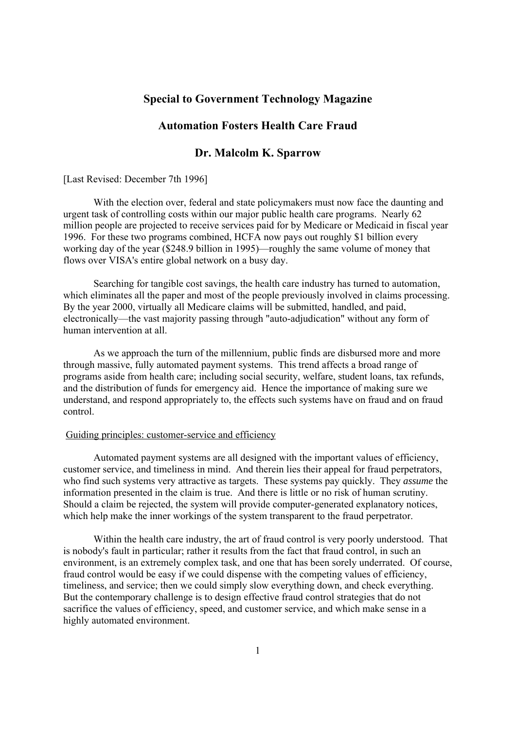# Special to Government Technology Magazine

# Automation Fosters Health Care Fraud

## Dr. Malcolm K. Sparrow

[Last Revised: December 7th 1996]

With the election over, federal and state policymakers must now face the daunting and urgent task of controlling costs within our major public health care programs. Nearly 62 million people are projected to receive services paid for by Medicare or Medicaid in fiscal year 1996. For these two programs combined, HCFA now pays out roughly $1 billion every working day of the year ($248.9 billion in 1995)—roughly the same volume of money that flows over VISA's entire global network on a busy day.

Searching for tangible cost savings, the health care industry has turned to automation, which eliminates all the paper and most of the people previously involved in claims processing. By the year 2000, virtually all Medicare claims will be submitted, handled, and paid, electronically—the vast majority passing through "auto-adjudication" without any form of human intervention at all.

As we approach the turn of the millennium, public finds are disbursed more and more through massive, fully automated payment systems. This trend affects a broad range of programs aside from health care; including social security, welfare, student loans, tax refunds, and the distribution of funds for emergency aid. Hence the importance of making sure we understand, and respond appropriately to, the effects such systems have on fraud and on fraud control.

### Guiding principles: customer-service and efficiency

Automated payment systems are all designed with the important values of efficiency, customer service, and timeliness in mind. And therein lies their appeal for fraud perpetrators, who find such systems very attractive as targets. These systems pay quickly. They *assume* the information presented in the claim is true. And there is little or no risk of human scrutiny. Should a claim be rejected, the system will provide computer-generated explanatory notices, which help make the inner workings of the system transparent to the fraud perpetrator.

Within the health care industry, the art of fraud control is very poorly understood. That is nobody's fault in particular; rather it results from the fact that fraud control, in such an environment, is an extremely complex task, and one that has been sorely underrated. Of course, fraud control would be easy if we could dispense with the competing values of efficiency, timeliness, and service; then we could simply slow everything down, and check everything. But the contemporary challenge is to design effective fraud control strategies that do not sacrifice the values of efficiency, speed, and customer service, and which make sense in a highly automated environment.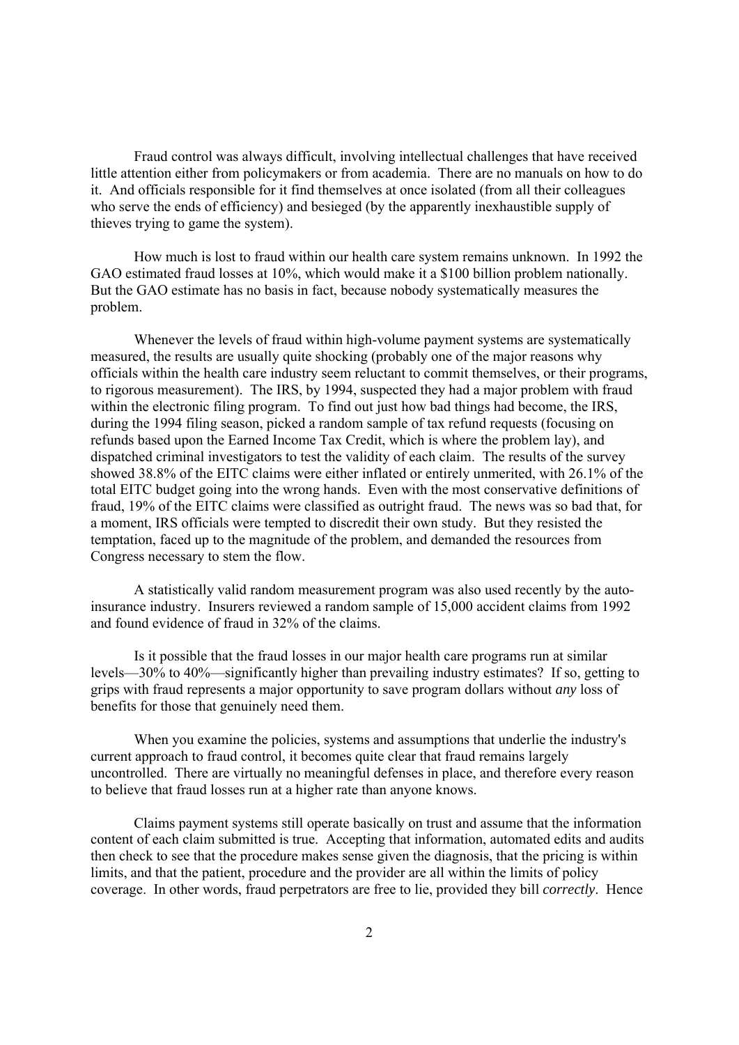Fraud control was always difficult, involving intellectual challenges that have received little attention either from policymakers or from academia. There are no manuals on how to do it. And officials responsible for it find themselves at once isolated (from all their colleagues who serve the ends of efficiency) and besieged (by the apparently inexhaustible supply of thieves trying to game the system).

How much is lost to fraud within our health care system remains unknown. In 1992 the GAO estimated fraud losses at 10%, which would make it a $100 billion problem nationally. But the GAO estimate has no basis in fact, because nobody systematically measures the problem.

Whenever the levels of fraud within high-volume payment systems are systematically measured, the results are usually quite shocking (probably one of the major reasons why officials within the health care industry seem reluctant to commit themselves, or their programs, to rigorous measurement). The IRS, by 1994, suspected they had a major problem with fraud within the electronic filing program. To find out just how bad things had become, the IRS, during the 1994 filing season, picked a random sample of tax refund requests (focusing on refunds based upon the Earned Income Tax Credit, which is where the problem lay), and dispatched criminal investigators to test the validity of each claim. The results of the survey showed 38.8% of the EITC claims were either inflated or entirely unmerited, with 26.1% of the total EITC budget going into the wrong hands. Even with the most conservative definitions of fraud, 19% of the EITC claims were classified as outright fraud. The news was so bad that, for a moment, IRS officials were tempted to discredit their own study. But they resisted the temptation, faced up to the magnitude of the problem, and demanded the resources from Congress necessary to stem the flow.

A statistically valid random measurement program was also used recently by the auto-insurance industry. Insurers reviewed a random sample of 15,000 accident claims from 1992 and found evidence of fraud in 32% of the claims.

Is it possible that the fraud losses in our major health care programs run at similar levels—30% to 40%—significantly higher than prevailing industry estimates? If so, getting to grips with fraud represents a major opportunity to save program dollars without *any* loss of benefits for those that genuinely need them.

When you examine the policies, systems and assumptions that underlie the industry's current approach to fraud control, it becomes quite clear that fraud remains largely uncontrolled. There are virtually no meaningful defenses in place, and therefore every reason to believe that fraud losses run at a higher rate than anyone knows.

Claims payment systems still operate basically on trust and assume that the information content of each claim submitted is true. Accepting that information, automated edits and audits then check to see that the procedure makes sense given the diagnosis, that the pricing is within limits, and that the patient, procedure and the provider are all within the limits of policy coverage. In other words, fraud perpetrators are free to lie, provided they bill *correctly*. Hence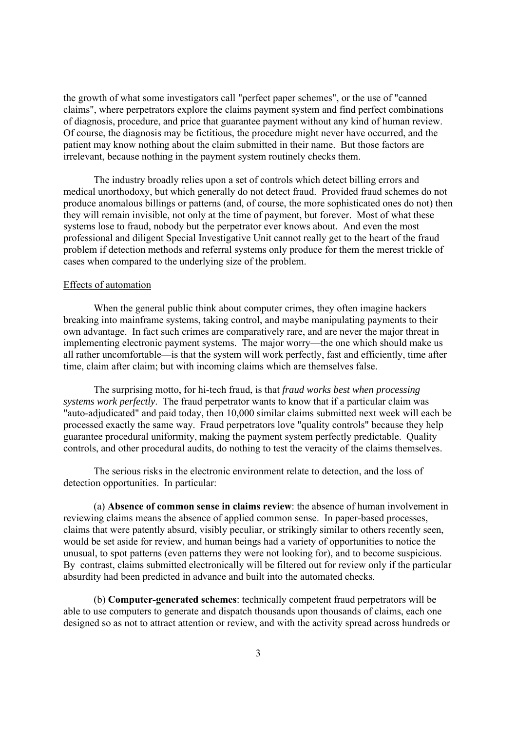the growth of what some investigators call "perfect paper schemes", or the use of "canned claims", where perpetrators explore the claims payment system and find perfect combinations of diagnosis, procedure, and price that guarantee payment without any kind of human review. Of course, the diagnosis may be fictitious, the procedure might never have occurred, and the patient may know nothing about the claim submitted in their name. But those factors are irrelevant, because nothing in the payment system routinely checks them.

The industry broadly relies upon a set of controls which detect billing errors and medical unorthodoxy, but which generally do not detect fraud. Provided fraud schemes do not produce anomalous billings or patterns (and, of course, the more sophisticated ones do not) then they will remain invisible, not only at the time of payment, but forever. Most of what these systems lose to fraud, nobody but the perpetrator ever knows about. And even the most professional and diligent Special Investigative Unit cannot really get to the heart of the fraud problem if detection methods and referral systems only produce for them the merest trickle of cases when compared to the underlying size of the problem.

Effects of automation

When the general public think about computer crimes, they often imagine hackers breaking into mainframe systems, taking control, and maybe manipulating payments to their own advantage. In fact such crimes are comparatively rare, and are never the major threat in implementing electronic payment systems. The major worry—the one which should make us all rather uncomfortable—is that the system will work perfectly, fast and efficiently, time after time, claim after claim; but with incoming claims which are themselves false.

The surprising motto, for hi-tech fraud, is that *fraud works best when processing systems work perfectly*. The fraud perpetrator wants to know that if a particular claim was "auto-adjudicated" and paid today, then 10,000 similar claims submitted next week will each be processed exactly the same way. Fraud perpetrators love "quality controls" because they help guarantee procedural uniformity, making the payment system perfectly predictable. Quality controls, and other procedural audits, do nothing to test the veracity of the claims themselves.

The serious risks in the electronic environment relate to detection, and the loss of detection opportunities. In particular:

(a) **Absence of common sense in claims review**: the absence of human involvement in reviewing claims means the absence of applied common sense. In paper-based processes, claims that were patently absurd, visibly peculiar, or strikingly similar to others recently seen, would be set aside for review, and human beings had a variety of opportunities to notice the unusual, to spot patterns (even patterns they were not looking for), and to become suspicious. By contrast, claims submitted electronically will be filtered out for review only if the particular absurdity had been predicted in advance and built into the automated checks.

(b) **Computer-generated schemes**: technically competent fraud perpetrators will be able to use computers to generate and dispatch thousands upon thousands of claims, each one designed so as not to attract attention or review, and with the activity spread across hundreds or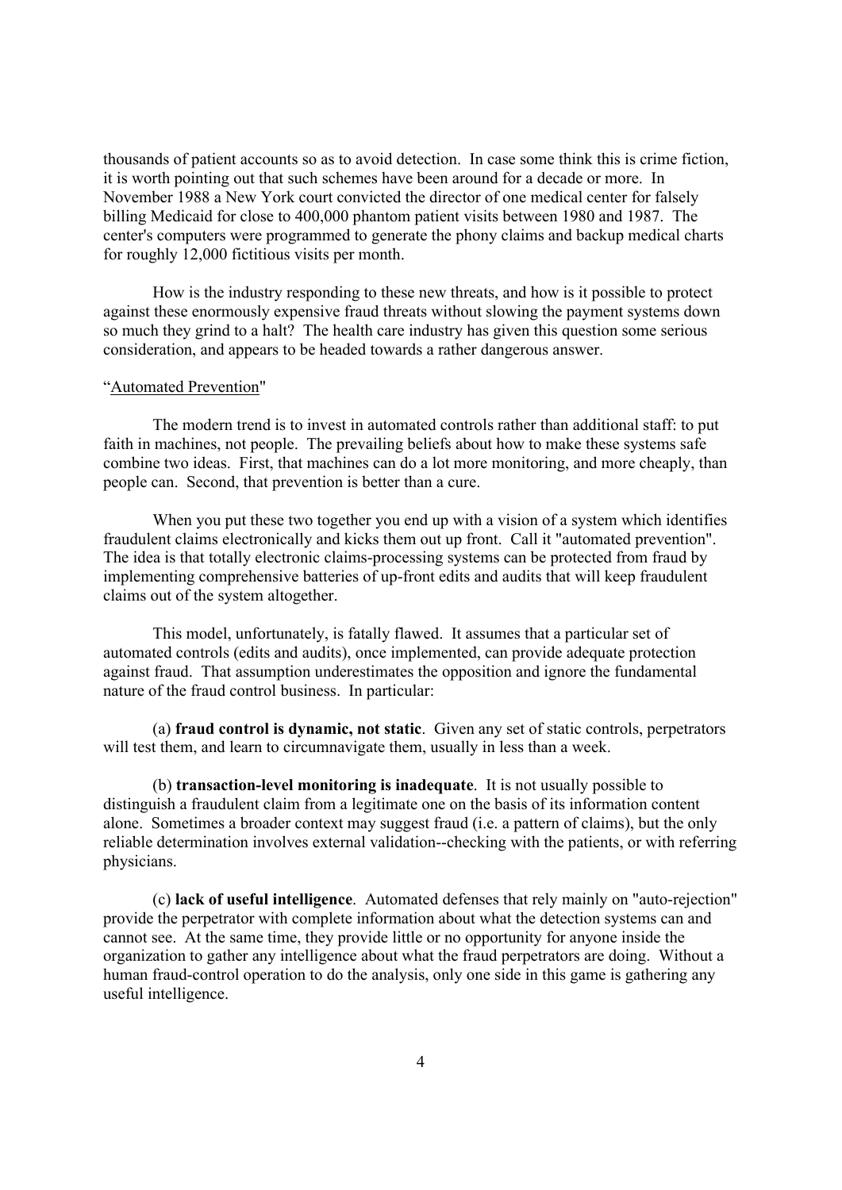thousands of patient accounts so as to avoid detection. In case some think this is crime fiction, it is worth pointing out that such schemes have been around for a decade or more. In November 1988 a New York court convicted the director of one medical center for falsely billing Medicaid for close to 400,000 phantom patient visits between 1980 and 1987. The center's computers were programmed to generate the phony claims and backup medical charts for roughly 12,000 fictitious visits per month.

How is the industry responding to these new threats, and how is it possible to protect against these enormously expensive fraud threats without slowing the payment systems down so much they grind to a halt? The health care industry has given this question some serious consideration, and appears to be headed towards a rather dangerous answer.

"Automated Prevention"

The modern trend is to invest in automated controls rather than additional staff: to put faith in machines, not people. The prevailing beliefs about how to make these systems safe combine two ideas. First, that machines can do a lot more monitoring, and more cheaply, than people can. Second, that prevention is better than a cure.

When you put these two together you end up with a vision of a system which identifies fraudulent claims electronically and kicks them out up front. Call it "automated prevention". The idea is that totally electronic claims-processing systems can be protected from fraud by implementing comprehensive batteries of up-front edits and audits that will keep fraudulent claims out of the system altogether.

This model, unfortunately, is fatally flawed. It assumes that a particular set of automated controls (edits and audits), once implemented, can provide adequate protection against fraud. That assumption underestimates the opposition and ignore the fundamental nature of the fraud control business. In particular:

(a) **fraud control is dynamic, not static**. Given any set of static controls, perpetrators will test them, and learn to circumnavigate them, usually in less than a week.

(b) **transaction-level monitoring is inadequate**. It is not usually possible to distinguish a fraudulent claim from a legitimate one on the basis of its information content alone. Sometimes a broader context may suggest fraud (i.e. a pattern of claims), but the only reliable determination involves external validation--checking with the patients, or with referring physicians.

(c) **lack of useful intelligence**. Automated defenses that rely mainly on "auto-rejection" provide the perpetrator with complete information about what the detection systems can and cannot see. At the same time, they provide little or no opportunity for anyone inside the organization to gather any intelligence about what the fraud perpetrators are doing. Without a human fraud-control operation to do the analysis, only one side in this game is gathering any useful intelligence.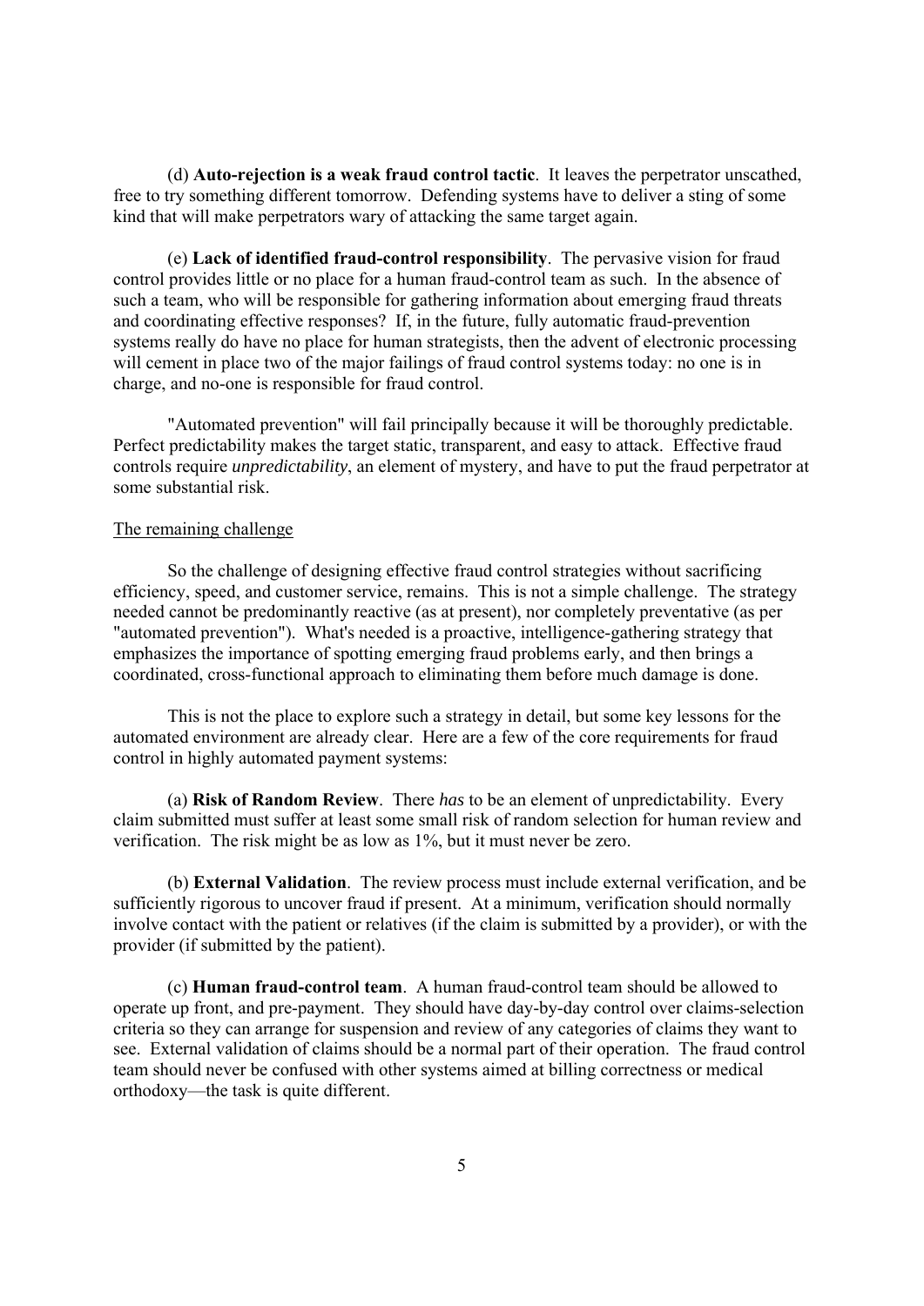(d) **Auto-rejection is a weak fraud control tactic**. It leaves the perpetrator unscathed, free to try something different tomorrow. Defending systems have to deliver a sting of some kind that will make perpetrators wary of attacking the same target again.

(e) **Lack of identified fraud-control responsibility**. The pervasive vision for fraud control provides little or no place for a human fraud-control team as such. In the absence of such a team, who will be responsible for gathering information about emerging fraud threats and coordinating effective responses? If, in the future, fully automatic fraud-prevention systems really do have no place for human strategists, then the advent of electronic processing will cement in place two of the major failings of fraud control systems today: no one is in charge, and no-one is responsible for fraud control.

"Automated prevention" will fail principally because it will be thoroughly predictable. Perfect predictability makes the target static, transparent, and easy to attack. Effective fraud controls require *unpredictability*, an element of mystery, and have to put the fraud perpetrator at some substantial risk.

## The remaining challenge

So the challenge of designing effective fraud control strategies without sacrificing efficiency, speed, and customer service, remains. This is not a simple challenge. The strategy needed cannot be predominantly reactive (as at present), nor completely preventative (as per "automated prevention"). What's needed is a proactive, intelligence-gathering strategy that emphasizes the importance of spotting emerging fraud problems early, and then brings a coordinated, cross-functional approach to eliminating them before much damage is done.

This is not the place to explore such a strategy in detail, but some key lessons for the automated environment are already clear. Here are a few of the core requirements for fraud control in highly automated payment systems:

(a) **Risk of Random Review**. There *has* to be an element of unpredictability. Every claim submitted must suffer at least some small risk of random selection for human review and verification. The risk might be as low as 1%, but it must never be zero.

(b) **External Validation**. The review process must include external verification, and be sufficiently rigorous to uncover fraud if present. At a minimum, verification should normally involve contact with the patient or relatives (if the claim is submitted by a provider), or with the provider (if submitted by the patient).

(c) **Human fraud-control team**. A human fraud-control team should be allowed to operate up front, and pre-payment. They should have day-by-day control over claims-selection criteria so they can arrange for suspension and review of any categories of claims they want to see. External validation of claims should be a normal part of their operation. The fraud control team should never be confused with other systems aimed at billing correctness or medical orthodoxy—the task is quite different.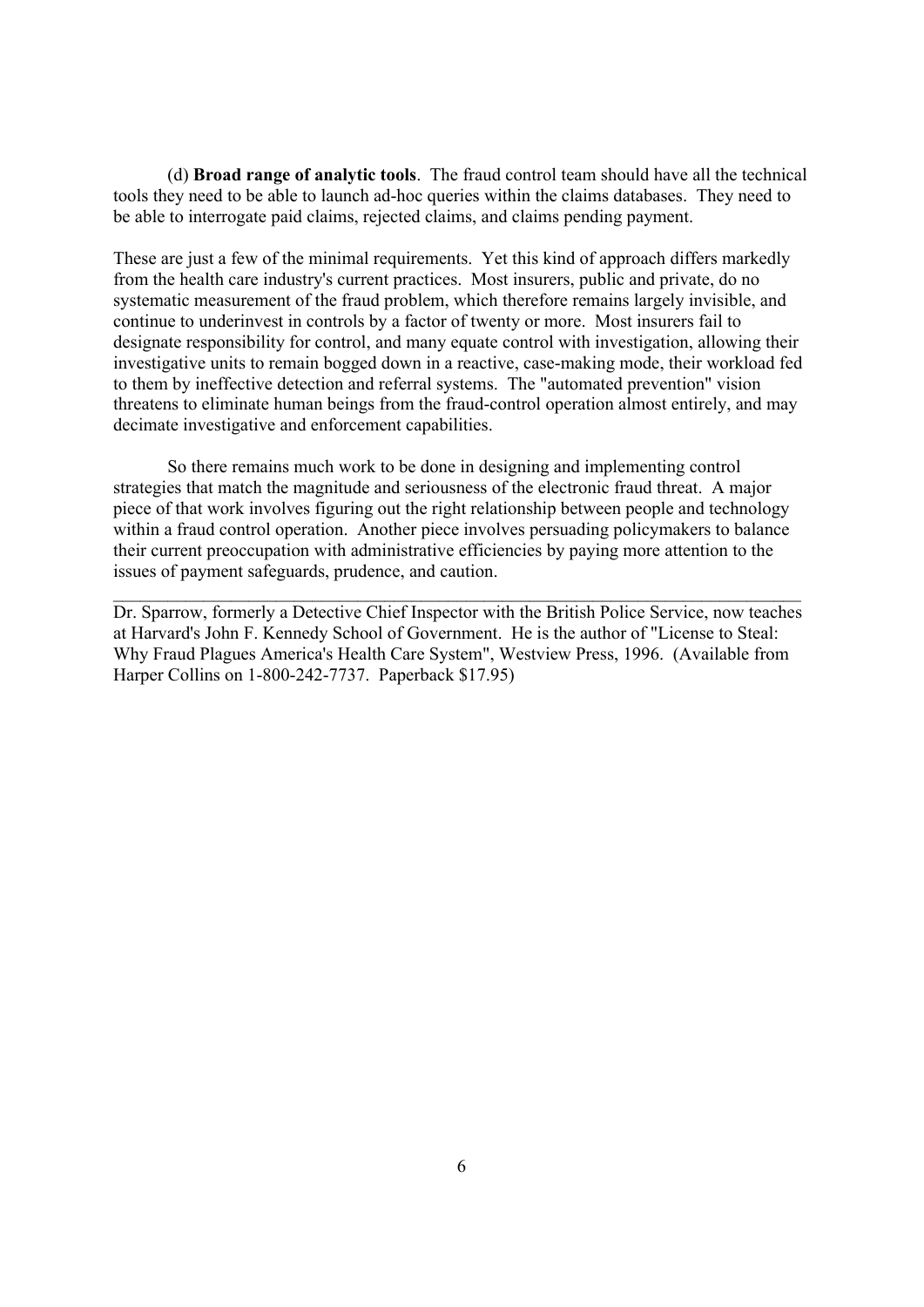(d) **Broad range of analytic tools**. The fraud control team should have all the technical tools they need to be able to launch ad-hoc queries within the claims databases. They need to be able to interrogate paid claims, rejected claims, and claims pending payment.

These are just a few of the minimal requirements. Yet this kind of approach differs markedly from the health care industry's current practices. Most insurers, public and private, do no systematic measurement of the fraud problem, which therefore remains largely invisible, and continue to underinvest in controls by a factor of twenty or more. Most insurers fail to designate responsibility for control, and many equate control with investigation, allowing their investigative units to remain bogged down in a reactive, case-making mode, their workload fed to them by ineffective detection and referral systems. The "automated prevention" vision threatens to eliminate human beings from the fraud-control operation almost entirely, and may decimate investigative and enforcement capabilities.

So there remains much work to be done in designing and implementing control strategies that match the magnitude and seriousness of the electronic fraud threat. A major piece of that work involves figuring out the right relationship between people and technology within a fraud control operation. Another piece involves persuading policymakers to balance their current preoccupation with administrative efficiencies by paying more attention to the issues of payment safeguards, prudence, and caution.

---

Dr. Sparrow, formerly a Detective Chief Inspector with the British Police Service, now teaches at Harvard's John F. Kennedy School of Government. He is the author of "License to Steal: Why Fraud Plagues America's Health Care System", Westview Press, 1996. (Available from Harper Collins on 1-800-242-7737. Paperback $17.95)